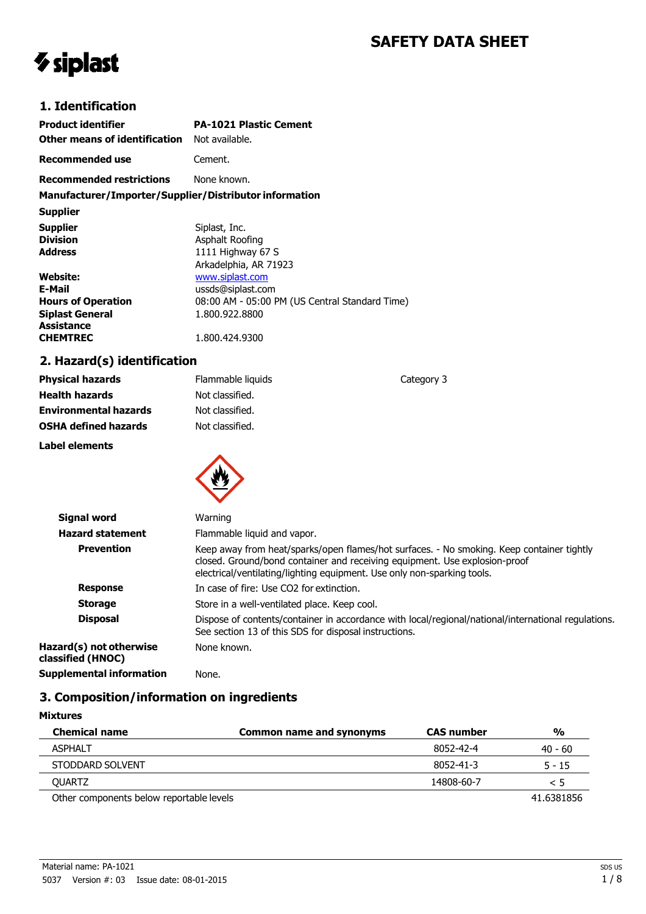# SAFETY DATA SHEET

siplast

## 1. Identification

| | |
|---|---|
| **Product identifier** | **PA-1021 Plastic Cement** |
| **Other means of identification** | Not available. |
| **Recommended use** | Cement. |
| **Recommended restrictions** | None known. |

**Manufacturer/Importer/Supplier/Distributor information**

**Supplier**

| | |
|---|---|
| **Supplier** | Siplast, Inc. |
| **Division** | Asphalt Roofing |
| **Address** | 1111 Highway 67 S<br>Arkadelphia, AR 71923 |
| **Website:** | www.siplast.com |
| **E-Mail** | ussds@siplast.com |
| **Hours of Operation** | 08:00 AM - 05:00 PM (US Central Standard Time) |
| **Siplast General Assistance** | 1.800.922.8800 |
| **CHEMTREC** | 1.800.424.9300 |

## 2. Hazard(s) identification

| | | |
|---|---|---|
| **Physical hazards** | Flammable liquids | Category 3 |
| **Health hazards** | Not classified. | |
| **Environmental hazards** | Not classified. | |
| **OSHA defined hazards** | Not classified. | |

**Label elements**

| | |
|---|---|
| **Signal word** | Warning |
| **Hazard statement** | Flammable liquid and vapor. |
| **Prevention** | Keep away from heat/sparks/open flames/hot surfaces. - No smoking. Keep container tightly closed. Ground/bond container and receiving equipment. Use explosion-proof electrical/ventilating/lighting equipment. Use only non-sparking tools. |
| **Response** | In case of fire: Use CO2 for extinction. |
| **Storage** | Store in a well-ventilated place. Keep cool. |
| **Disposal** | Dispose of contents/container in accordance with local/regional/national/international regulations. See section 13 of this SDS for disposal instructions. |
| **Hazard(s) not otherwise classified (HNOC)** | None known. |
| **Supplemental information** | None. |

## 3. Composition/information on ingredients

**Mixtures**

| Chemical name | Common name and synonyms | CAS number | % |
|---|---|---|---|
| ASPHALT | | 8052-42-4 | 40 - 60 |
| STODDARD SOLVENT | | 8052-41-3 | 5 - 15 |
| QUARTZ | | 14808-60-7 | < 5 |
| Other components below reportable levels | | | 41.6381856 |

Material name: PA-1021

5037 Version #: 03 Issue date: 08-01-2015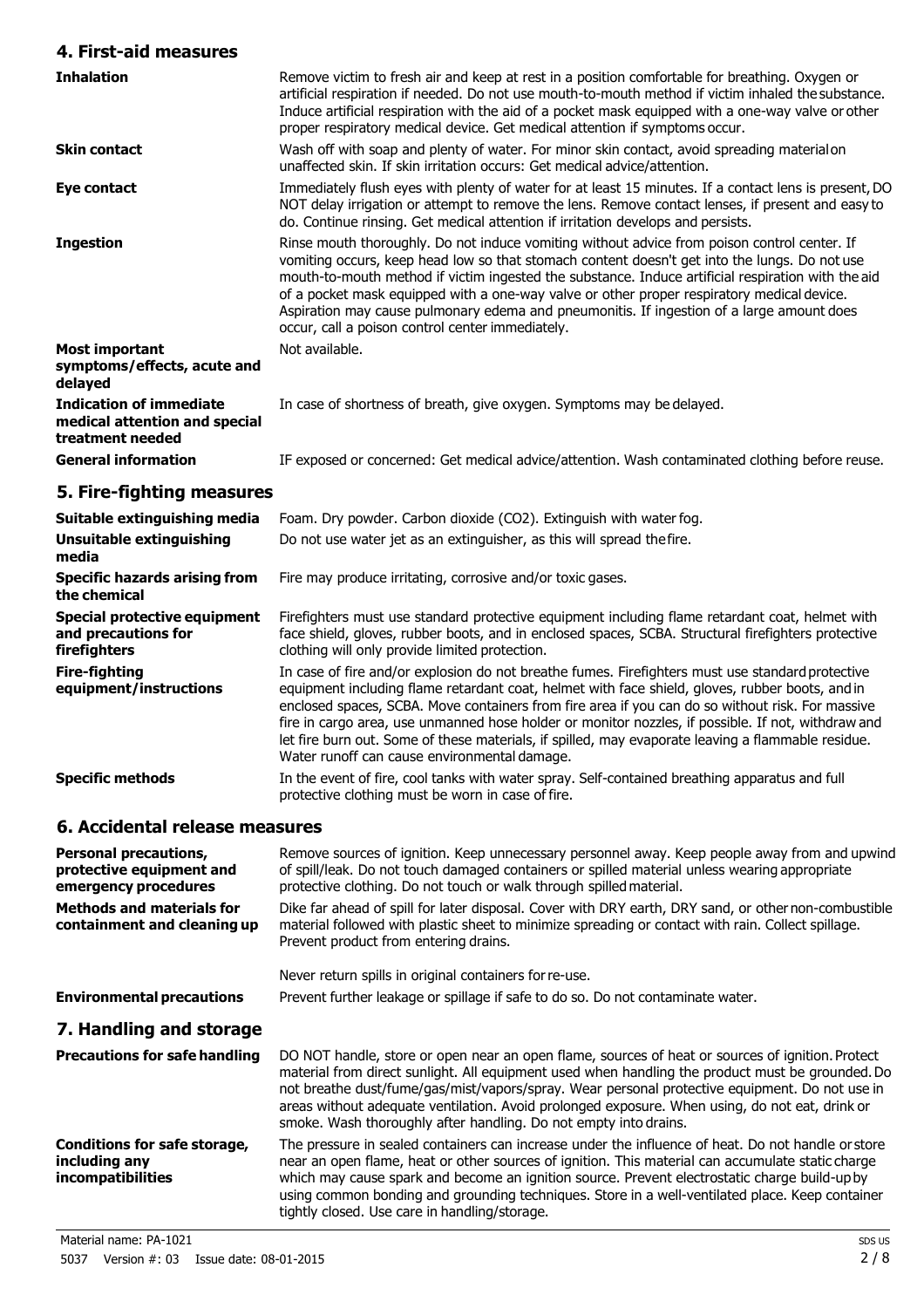## 4. First-aid measures

| | |
|---|---|
| **Inhalation** | Remove victim to fresh air and keep at rest in a position comfortable for breathing. Oxygen or artificial respiration if needed. Do not use mouth-to-mouth method if victim inhaled the substance. Induce artificial respiration with the aid of a pocket mask equipped with a one-way valve or other proper respiratory medical device. Get medical attention if symptoms occur. |
| **Skin contact** | Wash off with soap and plenty of water. For minor skin contact, avoid spreading material on unaffected skin. If skin irritation occurs: Get medical advice/attention. |
| **Eye contact** | Immediately flush eyes with plenty of water for at least 15 minutes. If a contact lens is present, DO NOT delay irrigation or attempt to remove the lens. Remove contact lenses, if present and easy to do. Continue rinsing. Get medical attention if irritation develops and persists. |
| **Ingestion** | Rinse mouth thoroughly. Do not induce vomiting without advice from poison control center. If vomiting occurs, keep head low so that stomach content doesn't get into the lungs. Do not use mouth-to-mouth method if victim ingested the substance. Induce artificial respiration with the aid of a pocket mask equipped with a one-way valve or other proper respiratory medical device. Aspiration may cause pulmonary edema and pneumonitis. If ingestion of a large amount does occur, call a poison control center immediately. |
| **Most important symptoms/effects, acute and delayed** | Not available. |
| **Indication of immediate medical attention and special treatment needed** | In case of shortness of breath, give oxygen. Symptoms may be delayed. |
| **General information** | IF exposed or concerned: Get medical advice/attention. Wash contaminated clothing before reuse. |

## 5. Fire-fighting measures

| | |
|---|---|
| **Suitable extinguishing media** | Foam. Dry powder. Carbon dioxide ($CO_2$). Extinguish with water fog. |
| **Unsuitable extinguishing media** | Do not use water jet as an extinguisher, as this will spread the fire. |
| **Specific hazards arising from the chemical** | Fire may produce irritating, corrosive and/or toxic gases. |
| **Special protective equipment and precautions for firefighters** | Firefighters must use standard protective equipment including flame retardant coat, helmet with face shield, gloves, rubber boots, and in enclosed spaces, SCBA. Structural firefighters protective clothing will only provide limited protection. |
| **Fire-fighting equipment/instructions** | In case of fire and/or explosion do not breathe fumes. Firefighters must use standard protective equipment including flame retardant coat, helmet with face shield, gloves, rubber boots, and in enclosed spaces, SCBA. Move containers from fire area if you can do so without risk. For massive fire in cargo area, use unmanned hose holder or monitor nozzles, if possible. If not, withdraw and let fire burn out. Some of these materials, if spilled, may evaporate leaving a flammable residue. Water runoff can cause environmental damage. |
| **Specific methods** | In the event of fire, cool tanks with water spray. Self-contained breathing apparatus and full protective clothing must be worn in case of fire. |

## 6. Accidental release measures

| | |
|---|---|
| **Personal precautions, protective equipment and emergency procedures** | Remove sources of ignition. Keep unnecessary personnel away. Keep people away from and upwind of spill/leak. Do not touch damaged containers or spilled material unless wearing appropriate protective clothing. Do not touch or walk through spilled material. |
| **Methods and materials for containment and cleaning up** | Dike far ahead of spill for later disposal. Cover with DRY earth, DRY sand, or other non-combustible material followed with plastic sheet to minimize spreading or contact with rain. Collect spillage. Prevent product from entering drains.<br><br>Never return spills in original containers for re-use. |
| **Environmental precautions** | Prevent further leakage or spillage if safe to do so. Do not contaminate water. |

## 7. Handling and storage

| | |
|---|---|
| **Precautions for safe handling** | DO NOT handle, store or open near an open flame, sources of heat or sources of ignition. Protect material from direct sunlight. All equipment used when handling the product must be grounded. Do not breathe dust/fume/gas/mist/vapors/spray. Wear personal protective equipment. Do not use in areas without adequate ventilation. Avoid prolonged exposure. When using, do not eat, drink or smoke. Wash thoroughly after handling. Do not empty into drains. |
| **Conditions for safe storage, including any incompatibilities** | The pressure in sealed containers can increase under the influence of heat. Do not handle or store near an open flame, heat or other sources of ignition. This material can accumulate static charge which may cause spark and become an ignition source. Prevent electrostatic charge build-up by using common bonding and grounding techniques. Store in a well-ventilated place. Keep container tightly closed. Use care in handling/storage. |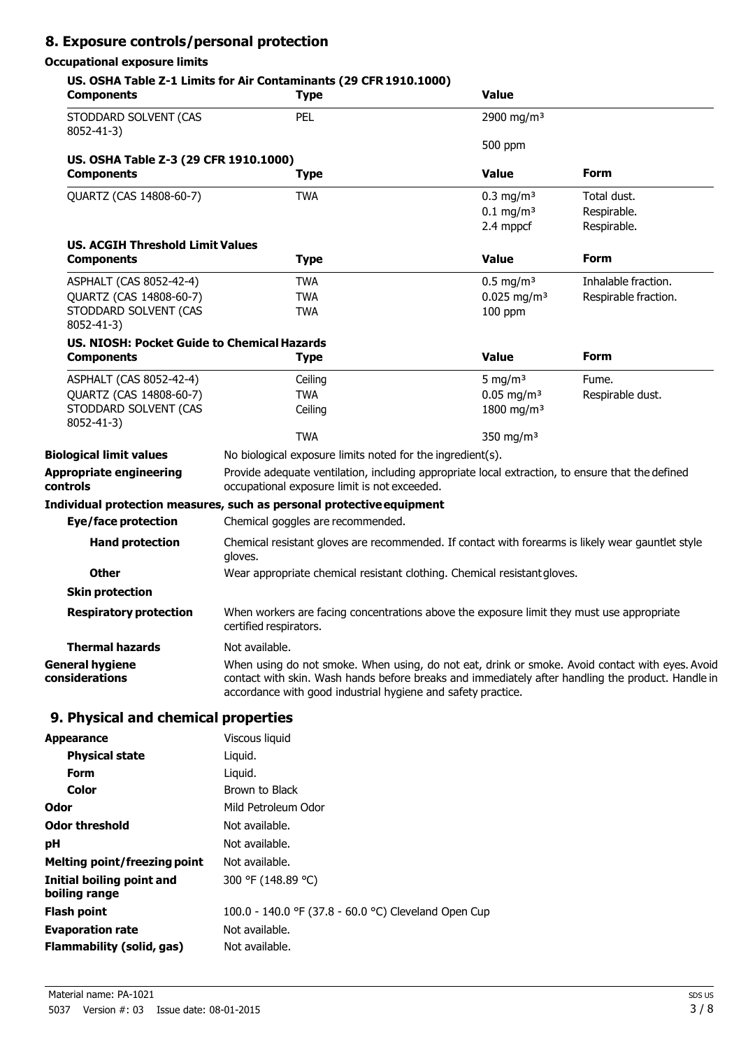## 8. Exposure controls/personal protection

### Occupational exposure limits

**US. OSHA Table Z-1 Limits for Air Contaminants (29 CFR 1910.1000)**

| Components | Type | Value |
|---|---|---|
| STODDARD SOLVENT (CAS 8052-41-3) | PEL | 2900 mg/m³ |
| | | 500 ppm |

**US. OSHA Table Z-3 (29 CFR 1910.1000)**

| Components | Type | Value | Form |
|---|---|---|---|
| QUARTZ (CAS 14808-60-7) | TWA | 0.3 mg/m³ | Total dust. |
| | | 0.1 mg/m³ | Respirable. |
| | | 2.4 mppcf | Respirable. |

**US. ACGIH Threshold Limit Values**

| Components | Type | Value | Form |
|---|---|---|---|
| ASPHALT (CAS 8052-42-4) | TWA | 0.5 mg/m³ | Inhalable fraction. |
| QUARTZ (CAS 14808-60-7) | TWA | 0.025 mg/m³ | Respirable fraction. |
| STODDARD SOLVENT (CAS 8052-41-3) | TWA | 100 ppm | |

**US. NIOSH: Pocket Guide to Chemical Hazards**

| Components | Type | Value | Form |
|---|---|---|---|
| ASPHALT (CAS 8052-42-4) | Ceiling | 5 mg/m³ | Fume. |
| QUARTZ (CAS 14808-60-7) | TWA | 0.05 mg/m³ | Respirable dust. |
| STODDARD SOLVENT (CAS 8052-41-3) | Ceiling | 1800 mg/m³ | |
| | TWA | 350 mg/m³ | |

**Biological limit values** No biological exposure limits noted for the ingredient(s).

**Appropriate engineering controls** Provide adequate ventilation, including appropriate local extraction, to ensure that the defined occupational exposure limit is not exceeded.

**Individual protection measures, such as personal protective equipment**

**Eye/face protection** Chemical goggles are recommended.

**Hand protection** Chemical resistant gloves are recommended. If contact with forearms is likely wear gauntlet style gloves.

**Other** Wear appropriate chemical resistant clothing. Chemical resistant gloves.

**Skin protection**

**Respiratory protection** When workers are facing concentrations above the exposure limit they must use appropriate certified respirators.

**Thermal hazards** Not available.

**General hygiene considerations** When using do not smoke. When using, do not eat, drink or smoke. Avoid contact with eyes. Avoid contact with skin. Wash hands before breaks and immediately after handling the product. Handle in accordance with good industrial hygiene and safety practice.

## 9. Physical and chemical properties

| | |
|---|---|
| **Appearance** | Viscous liquid |
| **Physical state** | Liquid. |
| **Form** | Liquid. |
| **Color** | Brown to Black |
| **Odor** | Mild Petroleum Odor |
| **Odor threshold** | Not available. |
| **pH** | Not available. |
| **Melting point/freezing point** | Not available. |
| **Initial boiling point and boiling range** | 300 °F (148.89 °C) |
| **Flash point** | 100.0 - 140.0 °F (37.8 - 60.0 °C) Cleveland Open Cup |
| **Evaporation rate** | Not available. |
| **Flammability (solid, gas)** | Not available. |

Material name: PA-1021

5037 Version #: 03 Issue date: 08-01-2015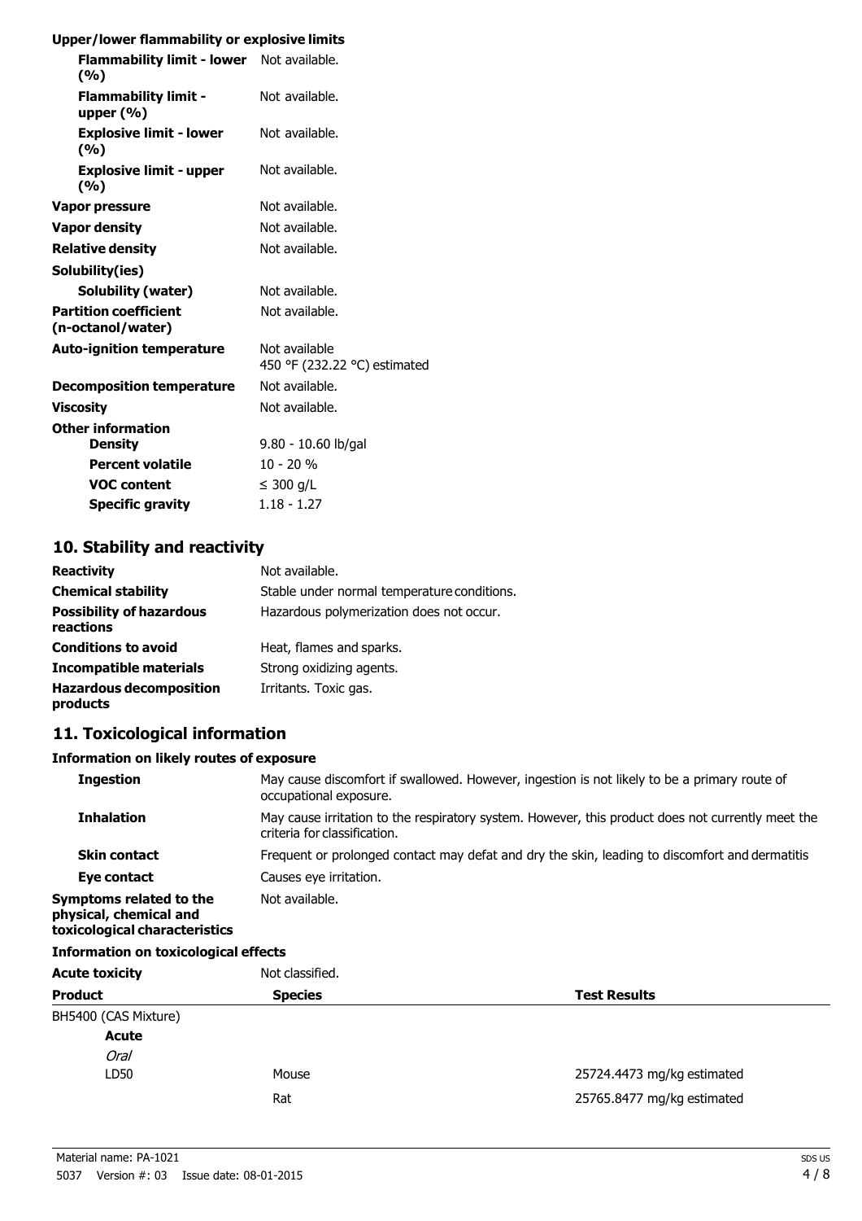**Upper/lower flammability or explosive limits**

| | |
|---|---|
| **Flammability limit - lower (%)** | Not available. |
| **Flammability limit - upper (%)** | Not available. |
| **Explosive limit - lower (%)** | Not available. |
| **Explosive limit - upper (%)** | Not available. |
| **Vapor pressure** | Not available. |
| **Vapor density** | Not available. |
| **Relative density** | Not available. |
| **Solubility(ies)** | |
| **Solubility (water)** | Not available. |
| **Partition coefficient (n-octanol/water)** | Not available. |
| **Auto-ignition temperature** | Not available<br>450 °F (232.22 °C) estimated |
| **Decomposition temperature** | Not available. |
| **Viscosity** | Not available. |
| **Other information** | |
| **Density** | 9.80 - 10.60 lb/gal |
| **Percent volatile** | 10 - 20 % |
| **VOC content** | ≤ 300 g/L |
| **Specific gravity** | 1.18 - 1.27 |

## 10. Stability and reactivity

| | |
|---|---|
| **Reactivity** | Not available. |
| **Chemical stability** | Stable under normal temperature conditions. |
| **Possibility of hazardous reactions** | Hazardous polymerization does not occur. |
| **Conditions to avoid** | Heat, flames and sparks. |
| **Incompatible materials** | Strong oxidizing agents. |
| **Hazardous decomposition products** | Irritants. Toxic gas. |

## 11. Toxicological information

**Information on likely routes of exposure**

| | |
|---|---|
| **Ingestion** | May cause discomfort if swallowed. However, ingestion is not likely to be a primary route of occupational exposure. |
| **Inhalation** | May cause irritation to the respiratory system. However, this product does not currently meet the criteria for classification. |
| **Skin contact** | Frequent or prolonged contact may defat and dry the skin, leading to discomfort and dermatitis |
| **Eye contact** | Causes eye irritation. |
| **Symptoms related to the physical, chemical and toxicological characteristics** | Not available. |

**Information on toxicological effects**

**Acute toxicity** Not classified.

| Product | Species | Test Results |
|---|---|---|
| BH5400 (CAS Mixture) | | |
| **Acute** | | |
| *Oral* | | |
| LD50 | Mouse | 25724.4473 mg/kg estimated |
| | Rat | 25765.8477 mg/kg estimated |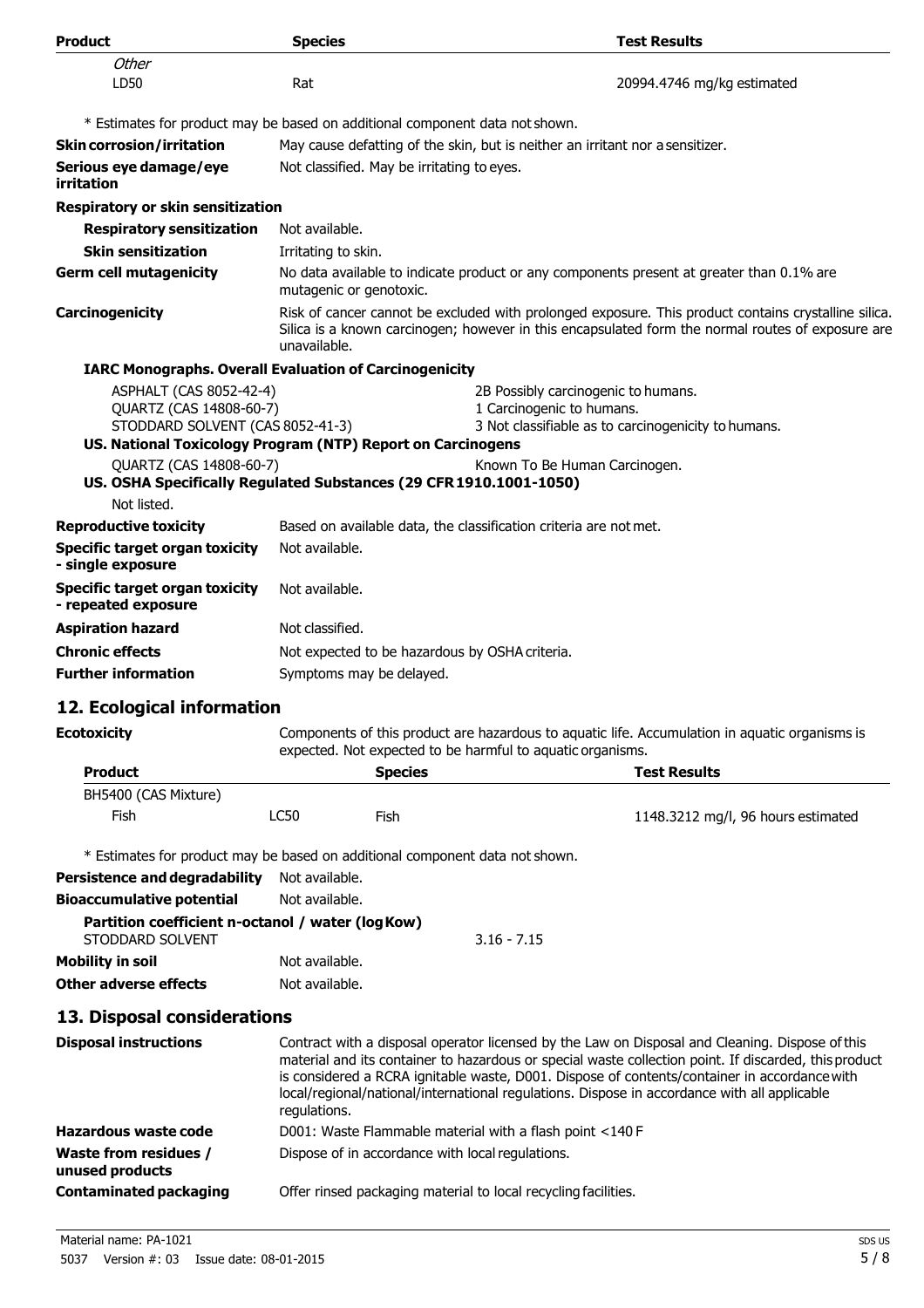| Product | Species | Test Results |
|---|---|---|
| *Other* | | |
| LD50 | Rat | 20994.4746 mg/kg estimated |

\* Estimates for product may be based on additional component data not shown.

**Skin corrosion/irritation** May cause defatting of the skin, but is neither an irritant nor a sensitizer.

**Serious eye damage/eye irritation** Not classified. May be irritating to eyes.

**Respiratory or skin sensitization**

**Respiratory sensitization** Not available.

**Skin sensitization** Irritating to skin.

**Germ cell mutagenicity** No data available to indicate product or any components present at greater than 0.1% are mutagenic or genotoxic.

**Carcinogenicity** Risk of cancer cannot be excluded with prolonged exposure. This product contains crystalline silica. Silica is a known carcinogen; however in this encapsulated form the normal routes of exposure are unavailable.

**IARC Monographs. Overall Evaluation of Carcinogenicity**

| | |
|---|---|
| ASPHALT (CAS 8052-42-4) | 2B Possibly carcinogenic to humans. |
| QUARTZ (CAS 14808-60-7) | 1 Carcinogenic to humans. |
| STODDARD SOLVENT (CAS 8052-41-3) | 3 Not classifiable as to carcinogenicity to humans. |

**US. National Toxicology Program (NTP) Report on Carcinogens**

| | |
|---|---|
| QUARTZ (CAS 14808-60-7) | Known To Be Human Carcinogen. |

**US. OSHA Specifically Regulated Substances (29 CFR 1910.1001-1050)**

Not listed.

**Reproductive toxicity** Based on available data, the classification criteria are not met.

**Specific target organ toxicity - single exposure** Not available.

**Specific target organ toxicity - repeated exposure** Not available.

**Aspiration hazard** Not classified.

**Chronic effects** Not expected to be hazardous by OSHA criteria.

**Further information** Symptoms may be delayed.

## 12. Ecological information

**Ecotoxicity** Components of this product are hazardous to aquatic life. Accumulation in aquatic organisms is expected. Not expected to be harmful to aquatic organisms.

| Product | | Species | Test Results |
|---|---|---|---|
| BH5400 (CAS Mixture) | | | |
| Fish | LC50 | Fish | 1148.3212 mg/l, 96 hours estimated |

\* Estimates for product may be based on additional component data not shown.

**Persistence and degradability** Not available.

**Bioaccumulative potential** Not available.

**Partition coefficient n-octanol / water (log Kow)**

STODDARD SOLVENT 3.16 - 7.15

**Mobility in soil** Not available.

**Other adverse effects** Not available.

## 13. Disposal considerations

**Disposal instructions** Contract with a disposal operator licensed by the Law on Disposal and Cleaning. Dispose of this material and its container to hazardous or special waste collection point. If discarded, this product is considered a RCRA ignitable waste, D001. Dispose of contents/container in accordance with local/regional/national/international regulations. Dispose in accordance with all applicable regulations.

**Hazardous waste code** D001: Waste Flammable material with a flash point <140 F

**Waste from residues / unused products** Dispose of in accordance with local regulations.

**Contaminated packaging** Offer rinsed packaging material to local recycling facilities.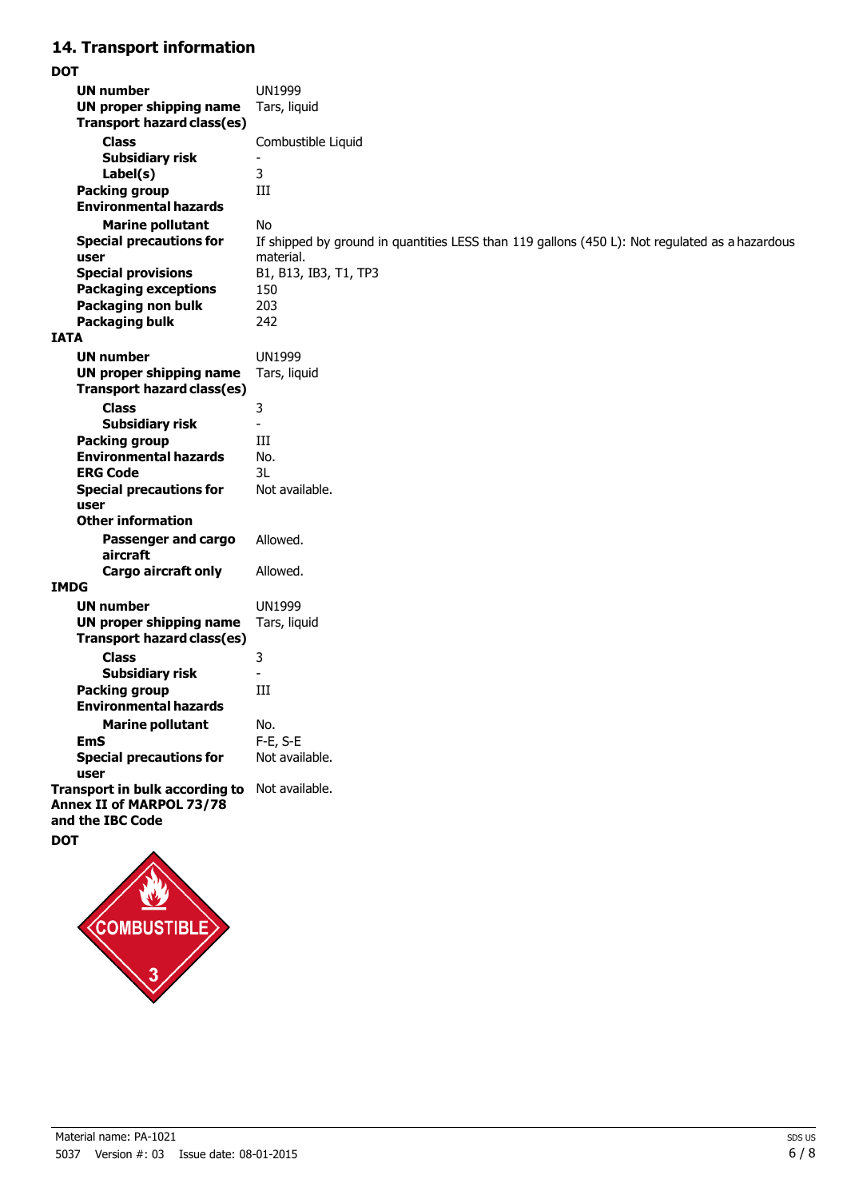## 14. Transport information

**DOT**

| | |
|---|---|
| **UN number** | UN1999 |
| **UN proper shipping name** | Tars, liquid |
| **Transport hazard class(es)** | |
| **Class** | Combustible Liquid |
| **Subsidiary risk** | - |
| **Label(s)** | 3 |
| **Packing group** | III |
| **Environmental hazards** | |
| **Marine pollutant** | No |
| **Special precautions for user** | If shipped by ground in quantities LESS than 119 gallons (450 L): Not regulated as a hazardous material. |
| **Special provisions** | B1, B13, IB3, T1, TP3 |
| **Packaging exceptions** | 150 |
| **Packaging non bulk** | 203 |
| **Packaging bulk** | 242 |

**IATA**

| | |
|---|---|
| **UN number** | UN1999 |
| **UN proper shipping name** | Tars, liquid |
| **Transport hazard class(es)** | |
| **Class** | 3 |
| **Subsidiary risk** | - |
| **Packing group** | III |
| **Environmental hazards** | No. |
| **ERG Code** | 3L |
| **Special precautions for user** | Not available. |
| **Other information** | |
| **Passenger and cargo aircraft** | Allowed. |
| **Cargo aircraft only** | Allowed. |

**IMDG**

| | |
|---|---|
| **UN number** | UN1999 |
| **UN proper shipping name** | Tars, liquid |
| **Transport hazard class(es)** | |
| **Class** | 3 |
| **Subsidiary risk** | - |
| **Packing group** | III |
| **Environmental hazards** | |
| **Marine pollutant** | No. |
| **EmS** | F-E, S-E |
| **Special precautions for user** | Not available. |

**Transport in bulk according to Annex II of MARPOL 73/78 and the IBC Code** Not available.

**DOT**

COMBUSTIBLE 3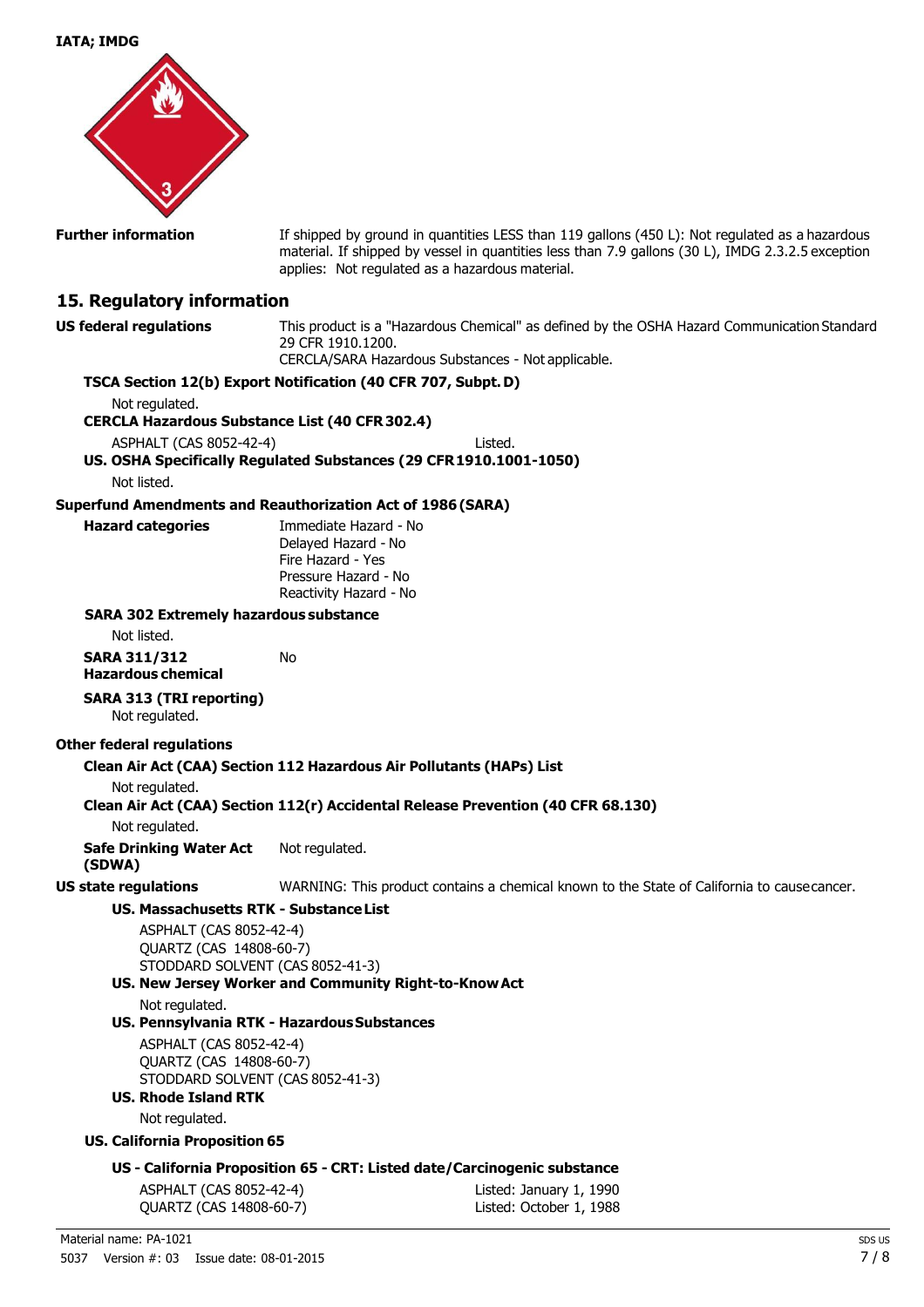**IATA; IMDG**

**Further information** If shipped by ground in quantities LESS than 119 gallons (450 L): Not regulated as a hazardous material. If shipped by vessel in quantities less than 7.9 gallons (30 L), IMDG 2.3.2.5 exception applies: Not regulated as a hazardous material.

## 15. Regulatory information

**US federal regulations** This product is a "Hazardous Chemical" as defined by the OSHA Hazard Communication Standard 29 CFR 1910.1200.
CERCLA/SARA Hazardous Substances - Not applicable.

**TSCA Section 12(b) Export Notification (40 CFR 707, Subpt. D)**

Not regulated.

**CERCLA Hazardous Substance List (40 CFR 302.4)**

ASPHALT (CAS 8052-42-4) Listed.

**US. OSHA Specifically Regulated Substances (29 CFR 1910.1001-1050)**

Not listed.

**Superfund Amendments and Reauthorization Act of 1986 (SARA)**

**Hazard categories**
Immediate Hazard - No
Delayed Hazard - No
Fire Hazard - Yes
Pressure Hazard - No
Reactivity Hazard - No

**SARA 302 Extremely hazardous substance**

Not listed.

**SARA 311/312 Hazardous chemical** No

**SARA 313 (TRI reporting)**

Not regulated.

**Other federal regulations**

**Clean Air Act (CAA) Section 112 Hazardous Air Pollutants (HAPs) List**

Not regulated.

**Clean Air Act (CAA) Section 112(r) Accidental Release Prevention (40 CFR 68.130)**

Not regulated.

**Safe Drinking Water Act (SDWA)** Not regulated.

**US state regulations** WARNING: This product contains a chemical known to the State of California to cause cancer.

**US. Massachusetts RTK - Substance List**

ASPHALT (CAS 8052-42-4)
QUARTZ (CAS 14808-60-7)
STODDARD SOLVENT (CAS 8052-41-3)

**US. New Jersey Worker and Community Right-to-Know Act**

Not regulated.

**US. Pennsylvania RTK - Hazardous Substances**

ASPHALT (CAS 8052-42-4)
QUARTZ (CAS 14808-60-7)
STODDARD SOLVENT (CAS 8052-41-3)

**US. Rhode Island RTK**

Not regulated.

**US. California Proposition 65**

**US - California Proposition 65 - CRT: Listed date/Carcinogenic substance**

ASPHALT (CAS 8052-42-4) Listed: January 1, 1990
QUARTZ (CAS 14808-60-7) Listed: October 1, 1988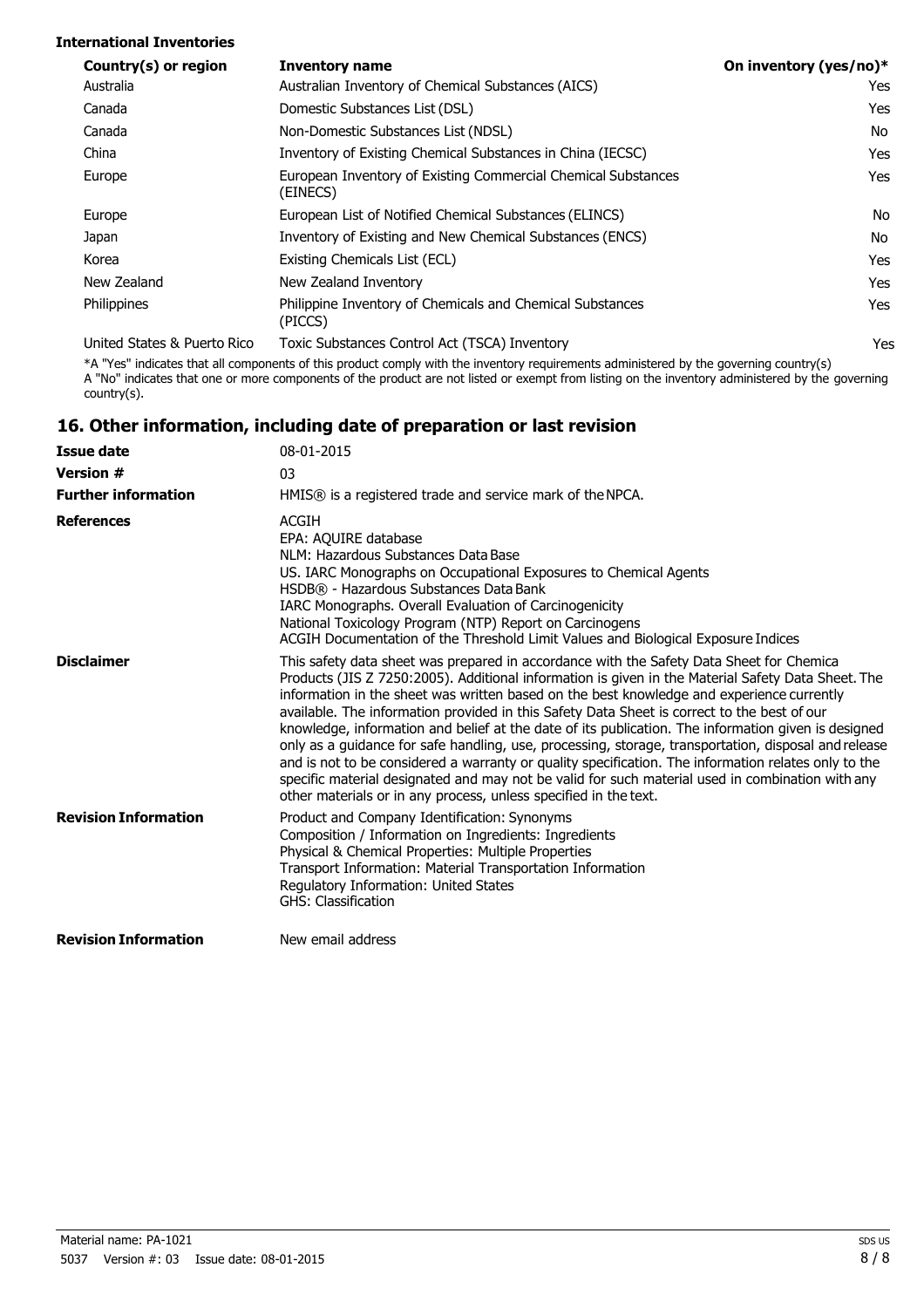**International Inventories**

| Country(s) or region | Inventory name | On inventory (yes/no)* |
|---|---|---|
| Australia | Australian Inventory of Chemical Substances (AICS) | Yes |
| Canada | Domestic Substances List (DSL) | Yes |
| Canada | Non-Domestic Substances List (NDSL) | No |
| China | Inventory of Existing Chemical Substances in China (IECSC) | Yes |
| Europe | European Inventory of Existing Commercial Chemical Substances (EINECS) | Yes |
| Europe | European List of Notified Chemical Substances (ELINCS) | No |
| Japan | Inventory of Existing and New Chemical Substances (ENCS) | No |
| Korea | Existing Chemicals List (ECL) | Yes |
| New Zealand | New Zealand Inventory | Yes |
| Philippines | Philippine Inventory of Chemicals and Chemical Substances (PICCS) | Yes |
| United States & Puerto Rico | Toxic Substances Control Act (TSCA) Inventory | Yes |

*A "Yes" indicates that all components of this product comply with the inventory requirements administered by the governing country(s)
A "No" indicates that one or more components of the product are not listed or exempt from listing on the inventory administered by the governing country(s).

## 16. Other information, including date of preparation or last revision

**Issue date** 08-01-2015

**Version #** 03

**Further information** HMIS® is a registered trade and service mark of the NPCA.

**References**
ACGIH
EPA: AQUIRE database
NLM: Hazardous Substances Data Base
US. IARC Monographs on Occupational Exposures to Chemical Agents
HSDB® - Hazardous Substances Data Bank
IARC Monographs. Overall Evaluation of Carcinogenicity
National Toxicology Program (NTP) Report on Carcinogens
ACGIH Documentation of the Threshold Limit Values and Biological Exposure Indices

**Disclaimer** This safety data sheet was prepared in accordance with the Safety Data Sheet for Chemica Products (JIS Z 7250:2005). Additional information is given in the Material Safety Data Sheet. The information in the sheet was written based on the best knowledge and experience currently available. The information provided in this Safety Data Sheet is correct to the best of our knowledge, information and belief at the date of its publication. The information given is designed only as a guidance for safe handling, use, processing, storage, transportation, disposal and release and is not to be considered a warranty or quality specification. The information relates only to the specific material designated and may not be valid for such material used in combination with any other materials or in any process, unless specified in the text.

**Revision Information**
Product and Company Identification: Synonyms
Composition / Information on Ingredients: Ingredients
Physical & Chemical Properties: Multiple Properties
Transport Information: Material Transportation Information
Regulatory Information: United States
GHS: Classification

**Revision Information** New email address

Material name: PA-1021
5037 Version #: 03 Issue date: 08-01-2015